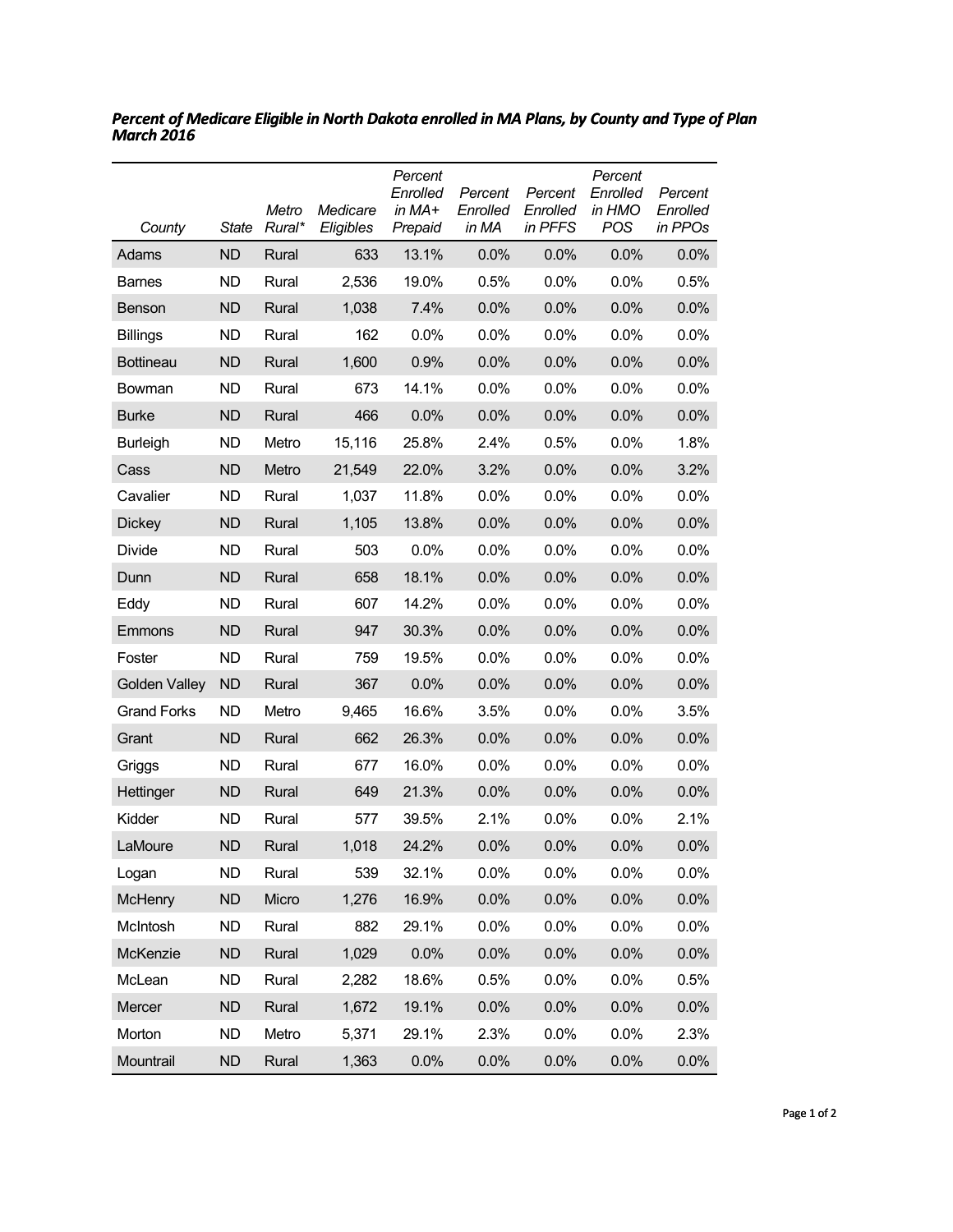***Percent of Medicare Eligible in North Dakota enrolled in MA Plans, by County and Type of Plan March 2016***

| *County* | *State* | *Metro Rural\** | *Medicare Eligibles* | *Percent Enrolled in MA+ Prepaid* | *Percent Enrolled in MA* | *Percent Enrolled in PFFS* | *Percent Enrolled in HMO POS* | *Percent Enrolled in PPOs* |
|---|---|---|---|---|---|---|---|---|
| Adams | ND | Rural | 633 | 13.1% | 0.0% | 0.0% | 0.0% | 0.0% |
| Barnes | ND | Rural | 2,536 | 19.0% | 0.5% | 0.0% | 0.0% | 0.5% |
| Benson | ND | Rural | 1,038 | 7.4% | 0.0% | 0.0% | 0.0% | 0.0% |
| Billings | ND | Rural | 162 | 0.0% | 0.0% | 0.0% | 0.0% | 0.0% |
| Bottineau | ND | Rural | 1,600 | 0.9% | 0.0% | 0.0% | 0.0% | 0.0% |
| Bowman | ND | Rural | 673 | 14.1% | 0.0% | 0.0% | 0.0% | 0.0% |
| Burke | ND | Rural | 466 | 0.0% | 0.0% | 0.0% | 0.0% | 0.0% |
| Burleigh | ND | Metro | 15,116 | 25.8% | 2.4% | 0.5% | 0.0% | 1.8% |
| Cass | ND | Metro | 21,549 | 22.0% | 3.2% | 0.0% | 0.0% | 3.2% |
| Cavalier | ND | Rural | 1,037 | 11.8% | 0.0% | 0.0% | 0.0% | 0.0% |
| Dickey | ND | Rural | 1,105 | 13.8% | 0.0% | 0.0% | 0.0% | 0.0% |
| Divide | ND | Rural | 503 | 0.0% | 0.0% | 0.0% | 0.0% | 0.0% |
| Dunn | ND | Rural | 658 | 18.1% | 0.0% | 0.0% | 0.0% | 0.0% |
| Eddy | ND | Rural | 607 | 14.2% | 0.0% | 0.0% | 0.0% | 0.0% |
| Emmons | ND | Rural | 947 | 30.3% | 0.0% | 0.0% | 0.0% | 0.0% |
| Foster | ND | Rural | 759 | 19.5% | 0.0% | 0.0% | 0.0% | 0.0% |
| Golden Valley | ND | Rural | 367 | 0.0% | 0.0% | 0.0% | 0.0% | 0.0% |
| Grand Forks | ND | Metro | 9,465 | 16.6% | 3.5% | 0.0% | 0.0% | 3.5% |
| Grant | ND | Rural | 662 | 26.3% | 0.0% | 0.0% | 0.0% | 0.0% |
| Griggs | ND | Rural | 677 | 16.0% | 0.0% | 0.0% | 0.0% | 0.0% |
| Hettinger | ND | Rural | 649 | 21.3% | 0.0% | 0.0% | 0.0% | 0.0% |
| Kidder | ND | Rural | 577 | 39.5% | 2.1% | 0.0% | 0.0% | 2.1% |
| LaMoure | ND | Rural | 1,018 | 24.2% | 0.0% | 0.0% | 0.0% | 0.0% |
| Logan | ND | Rural | 539 | 32.1% | 0.0% | 0.0% | 0.0% | 0.0% |
| McHenry | ND | Micro | 1,276 | 16.9% | 0.0% | 0.0% | 0.0% | 0.0% |
| McIntosh | ND | Rural | 882 | 29.1% | 0.0% | 0.0% | 0.0% | 0.0% |
| McKenzie | ND | Rural | 1,029 | 0.0% | 0.0% | 0.0% | 0.0% | 0.0% |
| McLean | ND | Rural | 2,282 | 18.6% | 0.5% | 0.0% | 0.0% | 0.5% |
| Mercer | ND | Rural | 1,672 | 19.1% | 0.0% | 0.0% | 0.0% | 0.0% |
| Morton | ND | Metro | 5,371 | 29.1% | 2.3% | 0.0% | 0.0% | 2.3% |
| Mountrail | ND | Rural | 1,363 | 0.0% | 0.0% | 0.0% | 0.0% | 0.0% |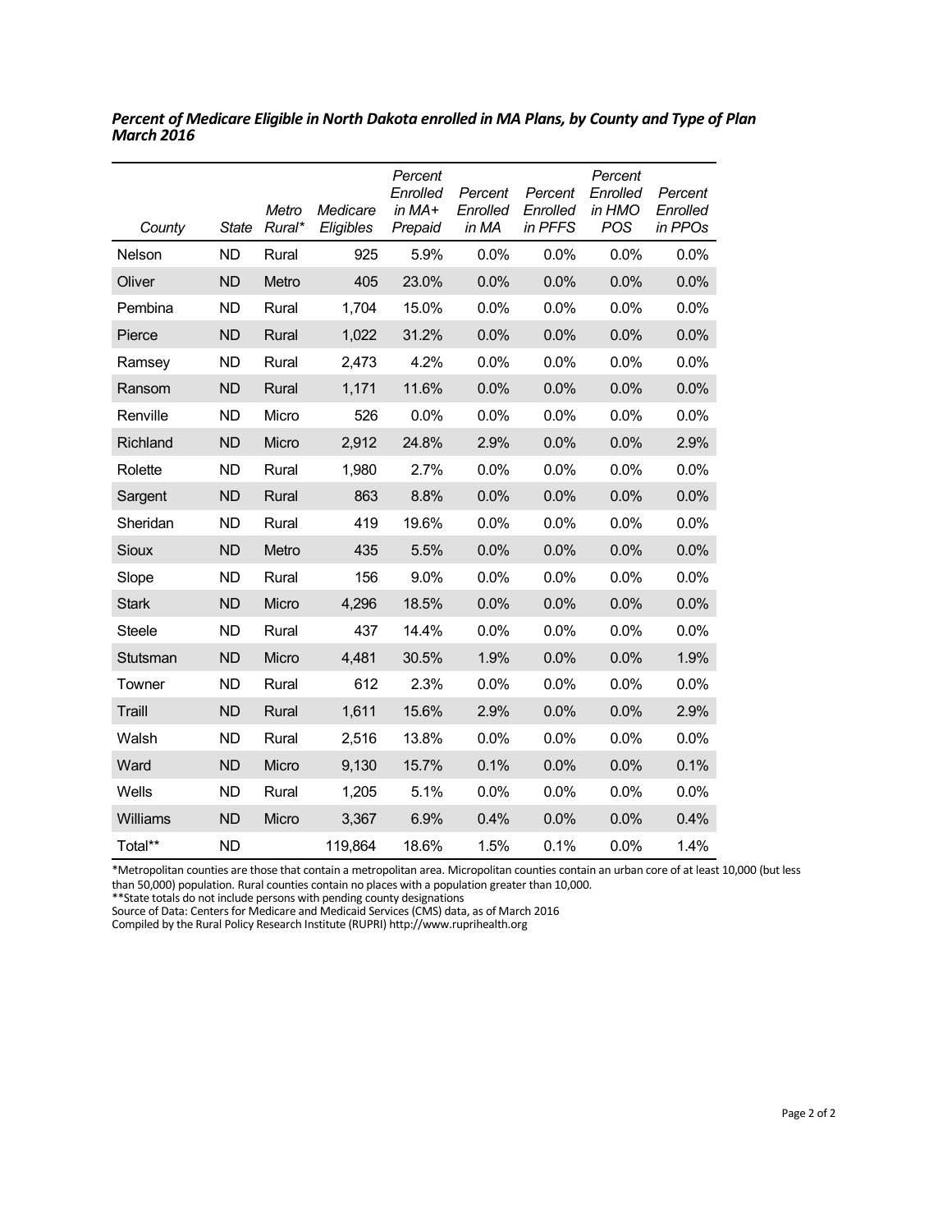*Percent of Medicare Eligible in North Dakota enrolled in MA Plans, by County and Type of Plan March 2016*

| *County* | *State* | *Metro Rural\** | *Medicare Eligibles* | *Percent Enrolled in MA+ Prepaid* | *Percent Enrolled in MA* | *Percent Enrolled in PFFS* | *Percent Enrolled in HMO POS* | *Percent Enrolled in PPOs* |
|---|---|---|---|---|---|---|---|---|
| Nelson | ND | Rural | 925 | 5.9% | 0.0% | 0.0% | 0.0% | 0.0% |
| Oliver | ND | Metro | 405 | 23.0% | 0.0% | 0.0% | 0.0% | 0.0% |
| Pembina | ND | Rural | 1,704 | 15.0% | 0.0% | 0.0% | 0.0% | 0.0% |
| Pierce | ND | Rural | 1,022 | 31.2% | 0.0% | 0.0% | 0.0% | 0.0% |
| Ramsey | ND | Rural | 2,473 | 4.2% | 0.0% | 0.0% | 0.0% | 0.0% |
| Ransom | ND | Rural | 1,171 | 11.6% | 0.0% | 0.0% | 0.0% | 0.0% |
| Renville | ND | Micro | 526 | 0.0% | 0.0% | 0.0% | 0.0% | 0.0% |
| Richland | ND | Micro | 2,912 | 24.8% | 2.9% | 0.0% | 0.0% | 2.9% |
| Rolette | ND | Rural | 1,980 | 2.7% | 0.0% | 0.0% | 0.0% | 0.0% |
| Sargent | ND | Rural | 863 | 8.8% | 0.0% | 0.0% | 0.0% | 0.0% |
| Sheridan | ND | Rural | 419 | 19.6% | 0.0% | 0.0% | 0.0% | 0.0% |
| Sioux | ND | Metro | 435 | 5.5% | 0.0% | 0.0% | 0.0% | 0.0% |
| Slope | ND | Rural | 156 | 9.0% | 0.0% | 0.0% | 0.0% | 0.0% |
| Stark | ND | Micro | 4,296 | 18.5% | 0.0% | 0.0% | 0.0% | 0.0% |
| Steele | ND | Rural | 437 | 14.4% | 0.0% | 0.0% | 0.0% | 0.0% |
| Stutsman | ND | Micro | 4,481 | 30.5% | 1.9% | 0.0% | 0.0% | 1.9% |
| Towner | ND | Rural | 612 | 2.3% | 0.0% | 0.0% | 0.0% | 0.0% |
| Traill | ND | Rural | 1,611 | 15.6% | 2.9% | 0.0% | 0.0% | 2.9% |
| Walsh | ND | Rural | 2,516 | 13.8% | 0.0% | 0.0% | 0.0% | 0.0% |
| Ward | ND | Micro | 9,130 | 15.7% | 0.1% | 0.0% | 0.0% | 0.1% |
| Wells | ND | Rural | 1,205 | 5.1% | 0.0% | 0.0% | 0.0% | 0.0% |
| Williams | ND | Micro | 3,367 | 6.9% | 0.4% | 0.0% | 0.0% | 0.4% |
| Total** | ND | | 119,864 | 18.6% | 1.5% | 0.1% | 0.0% | 1.4% |

*Metropolitan counties are those that contain a metropolitan area. Micropolitan counties contain an urban core of at least 10,000 (but less than 50,000) population. Rural counties contain no places with a population greater than 10,000.
**State totals do not include persons with pending county designations
Source of Data: Centers for Medicare and Medicaid Services (CMS) data, as of March 2016
Compiled by the Rural Policy Research Institute (RUPRI) http://www.ruprihealth.org